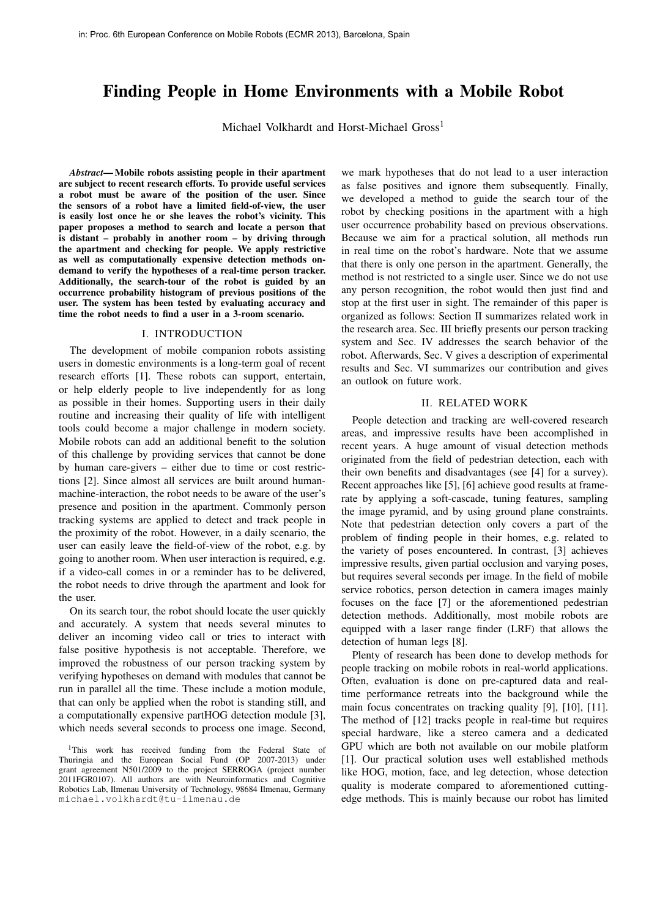in: Proc. 6th European Conference on Mobile Robots (ECMR 2013), Barcelona, Spain

# Finding People in Home Environments with a Mobile Robot

Michael Volkhardt and Horst-Michael Gross[1]

***Abstract*— Mobile robots assisting people in their apartment are subject to recent research efforts. To provide useful services a robot must be aware of the position of the user. Since the sensors of a robot have a limited field-of-view, the user is easily lost once he or she leaves the robot's vicinity. This paper proposes a method to search and locate a person that is distant – probably in another room – by driving through the apartment and checking for people. We apply restrictive as well as computationally expensive detection methods on-demand to verify the hypotheses of a real-time person tracker. Additionally, the search-tour of the robot is guided by an occurrence probability histogram of previous positions of the user. The system has been tested by evaluating accuracy and time the robot needs to find a user in a 3-room scenario.**

## I. INTRODUCTION

The development of mobile companion robots assisting users in domestic environments is a long-term goal of recent research efforts [1]. These robots can support, entertain, or help elderly people to live independently for as long as possible in their homes. Supporting users in their daily routine and increasing their quality of life with intelligent tools could become a major challenge in modern society. Mobile robots can add an additional benefit to the solution of this challenge by providing services that cannot be done by human care-givers – either due to time or cost restrictions [2]. Since almost all services are built around human-machine-interaction, the robot needs to be aware of the user's presence and position in the apartment. Commonly person tracking systems are applied to detect and track people in the proximity of the robot. However, in a daily scenario, the user can easily leave the field-of-view of the robot, e.g. by going to another room. When user interaction is required, e.g. if a video-call comes in or a reminder has to be delivered, the robot needs to drive through the apartment and look for the user.

On its search tour, the robot should locate the user quickly and accurately. A system that needs several minutes to deliver an incoming video call or tries to interact with false positive hypothesis is not acceptable. Therefore, we improved the robustness of our person tracking system by verifying hypotheses on demand with modules that cannot be run in parallel all the time. These include a motion module, that can only be applied when the robot is standing still, and a computationally expensive partHOG detection module [3], which needs several seconds to process one image. Second, we mark hypotheses that do not lead to a user interaction as false positives and ignore them subsequently. Finally, we developed a method to guide the search tour of the robot by checking positions in the apartment with a high user occurrence probability based on previous observations. Because we aim for a practical solution, all methods run in real time on the robot's hardware. Note that we assume that there is only one person in the apartment. Generally, the method is not restricted to a single user. Since we do not use any person recognition, the robot would then just find and stop at the first user in sight. The remainder of this paper is organized as follows: Section II summarizes related work in the research area. Sec. III briefly presents our person tracking system and Sec. IV addresses the search behavior of the robot. Afterwards, Sec. V gives a description of experimental results and Sec. VI summarizes our contribution and gives an outlook on future work.

## II. RELATED WORK

People detection and tracking are well-covered research areas, and impressive results have been accomplished in recent years. A huge amount of visual detection methods originated from the field of pedestrian detection, each with their own benefits and disadvantages (see [4] for a survey). Recent approaches like [5], [6] achieve good results at frame-rate by applying a soft-cascade, tuning features, sampling the image pyramid, and by using ground plane constraints. Note that pedestrian detection only covers a part of the problem of finding people in their homes, e.g. related to the variety of poses encountered. In contrast, [3] achieves impressive results, given partial occlusion and varying poses, but requires several seconds per image. In the field of mobile service robotics, person detection in camera images mainly focuses on the face [7] or the aforementioned pedestrian detection methods. Additionally, most mobile robots are equipped with a laser range finder (LRF) that allows the detection of human legs [8].

Plenty of research has been done to develop methods for people tracking on mobile robots in real-world applications. Often, evaluation is done on pre-captured data and real-time performance retreats into the background while the main focus concentrates on tracking quality [9], [10], [11]. The method of [12] tracks people in real-time but requires special hardware, like a stereo camera and a dedicated GPU which are both not available on our mobile platform [1]. Our practical solution uses well established methods like HOG, motion, face, and leg detection, whose detection quality is moderate compared to aforementioned cutting-edge methods. This is mainly because our robot has limited

[1]This work has received funding from the Federal State of Thuringia and the European Social Fund (OP 2007-2013) under grant agreement N501/2009 to the project SERROGA (project number 2011FGR0107). All authors are with Neuroinformatics and Cognitive Robotics Lab, Ilmenau University of Technology, 98684 Ilmenau, Germany michael.volkhardt@tu-ilmenau.de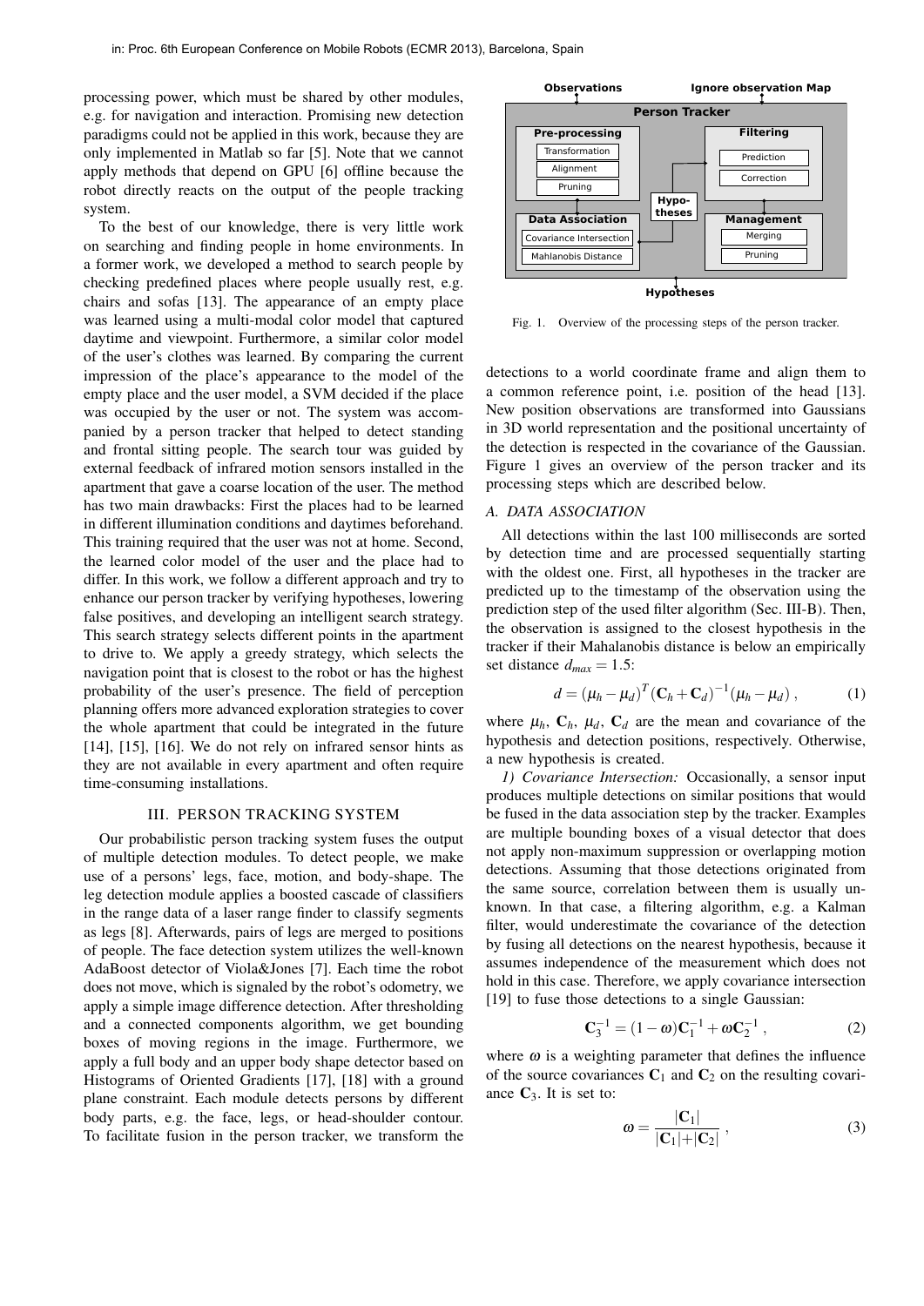processing power, which must be shared by other modules, e.g. for navigation and interaction. Promising new detection paradigms could not be applied in this work, because they are only implemented in Matlab so far [5]. Note that we cannot apply methods that depend on GPU [6] offline because the robot directly reacts on the output of the people tracking system.

To the best of our knowledge, there is very little work on searching and finding people in home environments. In a former work, we developed a method to search people by checking predefined places where people usually rest, e.g. chairs and sofas [13]. The appearance of an empty place was learned using a multi-modal color model that captured daytime and viewpoint. Furthermore, a similar color model of the user's clothes was learned. By comparing the current impression of the place's appearance to the model of the empty place and the user model, a SVM decided if the place was occupied by the user or not. The system was accompanied by a person tracker that helped to detect standing and frontal sitting people. The search tour was guided by external feedback of infrared motion sensors installed in the apartment that gave a coarse location of the user. The method has two main drawbacks: First the places had to be learned in different illumination conditions and daytimes beforehand. This training required that the user was not at home. Second, the learned color model of the user and the place had to differ. In this work, we follow a different approach and try to enhance our person tracker by verifying hypotheses, lowering false positives, and developing an intelligent search strategy. This search strategy selects different points in the apartment to drive to. We apply a greedy strategy, which selects the navigation point that is closest to the robot or has the highest probability of the user's presence. The field of perception planning offers more advanced exploration strategies to cover the whole apartment that could be integrated in the future [14], [15], [16]. We do not rely on infrared sensor hints as they are not available in every apartment and often require time-consuming installations.

## III. PERSON TRACKING SYSTEM

Our probabilistic person tracking system fuses the output of multiple detection modules. To detect people, we make use of a persons' legs, face, motion, and body-shape. The leg detection module applies a boosted cascade of classifiers in the range data of a laser range finder to classify segments as legs [8]. Afterwards, pairs of legs are merged to positions of people. The face detection system utilizes the well-known AdaBoost detector of Viola&Jones [7]. Each time the robot does not move, which is signaled by the robot's odometry, we apply a simple image difference detection. After thresholding and a connected components algorithm, we get bounding boxes of moving regions in the image. Furthermore, we apply a full body and an upper body shape detector based on Histograms of Oriented Gradients [17], [18] with a ground plane constraint. Each module detects persons by different body parts, e.g. the face, legs, or head-shoulder contour. To facilitate fusion in the person tracker, we transform the

Observations
Ignore observation Map
Person Tracker
Pre-processing
Transformation
Alignment
Pruning
Filtering
Prediction
Correction
Hypo-theses
Data Association
Covariance Intersection
Mahlanobis Distance
Management
Merging
Pruning
Hypotheses

Fig. 1. Overview of the processing steps of the person tracker.

detections to a world coordinate frame and align them to a common reference point, i.e. position of the head [13]. New position observations are transformed into Gaussians in 3D world representation and the positional uncertainty of the detection is respected in the covariance of the Gaussian. Figure 1 gives an overview of the person tracker and its processing steps which are described below.

### A. DATA ASSOCIATION

All detections within the last 100 milliseconds are sorted by detection time and are processed sequentially starting with the oldest one. First, all hypotheses in the tracker are predicted up to the timestamp of the observation using the prediction step of the used filter algorithm (Sec. III-B). Then, the observation is assigned to the closest hypothesis in the tracker if their Mahalanobis distance is below an empirically set distance $d_{max} = 1.5$:

$$d = (\mu_h - \mu_d)^T (\mathbf{C}_h + \mathbf{C}_d)^{-1} (\mu_h - \mu_d)\,, \qquad (1)$$

where $\mu_h$, $\mathbf{C}_h$, $\mu_d$, $\mathbf{C}_d$ are the mean and covariance of the hypothesis and detection positions, respectively. Otherwise, a new hypothesis is created.

*1) Covariance Intersection:* Occasionally, a sensor input produces multiple detections on similar positions that would be fused in the data association step by the tracker. Examples are multiple bounding boxes of a visual detector that does not apply non-maximum suppression or overlapping motion detections. Assuming that those detections originated from the same source, correlation between them is usually unknown. In that case, a filtering algorithm, e.g. a Kalman filter, would underestimate the covariance of the detection by fusing all detections on the nearest hypothesis, because it assumes independence of the measurement which does not hold in this case. Therefore, we apply covariance intersection [19] to fuse those detections to a single Gaussian:

$$\mathbf{C}_3^{-1} = (1-\omega)\mathbf{C}_1^{-1} + \omega\mathbf{C}_2^{-1}\,, \qquad (2)$$

where $\omega$ is a weighting parameter that defines the influence of the source covariances $\mathbf{C}_1$ and $\mathbf{C}_2$ on the resulting covariance $\mathbf{C}_3$. It is set to:

$$\omega = \frac{|\mathbf{C}_1|}{|\mathbf{C}_1| + |\mathbf{C}_2|}\,, \qquad (3)$$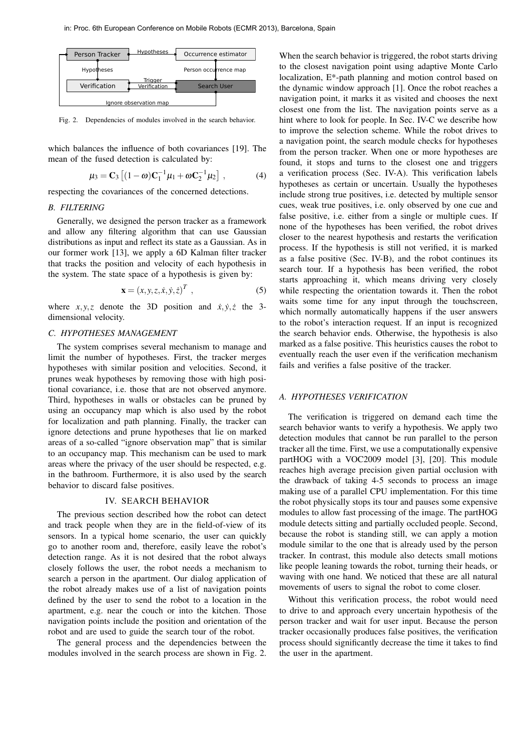Fig. 2. Dependencies of modules involved in the search behavior.

which balances the influence of both covariances [19]. The mean of the fused detection is calculated by:

$$\mu_3 = \mathbf{C}_3 \left[ (1-\omega)\mathbf{C}_1^{-1}\mu_1 + \omega \mathbf{C}_2^{-1}\mu_2 \right] \ , \tag{4}$$

respecting the covariances of the concerned detections.

### B. FILTERING

Generally, we designed the person tracker as a framework and allow any filtering algorithm that can use Gaussian distributions as input and reflect its state as a Gaussian. As in our former work [13], we apply a 6D Kalman filter tracker that tracks the position and velocity of each hypothesis in the system. The state space of a hypothesis is given by:

$$\mathbf{x} = (x, y, z, \dot{x}, \dot{y}, \dot{z})^T \ , \tag{5}$$

where $x, y, z$ denote the 3D position and $\dot{x}, \dot{y}, \dot{z}$ the 3-dimensional velocity.

### C. HYPOTHESES MANAGEMENT

The system comprises several mechanism to manage and limit the number of hypotheses. First, the tracker merges hypotheses with similar position and velocities. Second, it prunes weak hypotheses by removing those with high positional covariance, i.e. those that are not observed anymore. Third, hypotheses in walls or obstacles can be pruned by using an occupancy map which is also used by the robot for localization and path planning. Finally, the tracker can ignore detections and prune hypotheses that lie on marked areas of a so-called "ignore observation map" that is similar to an occupancy map. This mechanism can be used to mark areas where the privacy of the user should be respected, e.g. in the bathroom. Furthermore, it is also used by the search behavior to discard false positives.

## IV. SEARCH BEHAVIOR

The previous section described how the robot can detect and track people when they are in the field-of-view of its sensors. In a typical home scenario, the user can quickly go to another room and, therefore, easily leave the robot's detection range. As it is not desired that the robot always closely follows the user, the robot needs a mechanism to search a person in the apartment. Our dialog application of the robot already makes use of a list of navigation points defined by the user to send the robot to a location in the apartment, e.g. near the couch or into the kitchen. Those navigation points include the position and orientation of the robot and are used to guide the search tour of the robot.

The general process and the dependencies between the modules involved in the search process are shown in Fig. 2. When the search behavior is triggered, the robot starts driving to the closest navigation point using adaptive Monte Carlo localization, E*-path planning and motion control based on the dynamic window approach [1]. Once the robot reaches a navigation point, it marks it as visited and chooses the next closest one from the list. The navigation points serve as a hint where to look for people. In Sec. IV-C we describe how to improve the selection scheme. While the robot drives to a navigation point, the search module checks for hypotheses from the person tracker. When one or more hypotheses are found, it stops and turns to the closest one and triggers a verification process (Sec. IV-A). This verification labels hypotheses as certain or uncertain. Usually the hypotheses include strong true positives, i.e. detected by multiple sensor cues, weak true positives, i.e. only observed by one cue and false positive, i.e. either from a single or multiple cues. If none of the hypotheses has been verified, the robot drives closer to the nearest hypothesis and restarts the verification process. If the hypothesis is still not verified, it is marked as a false positive (Sec. IV-B), and the robot continues its search tour. If a hypothesis has been verified, the robot starts approaching it, which means driving very closely while respecting the orientation towards it. Then the robot waits some time for any input through the touchscreen, which normally automatically happens if the user answers to the robot's interaction request. If an input is recognized the search behavior ends. Otherwise, the hypothesis is also marked as a false positive. This heuristics causes the robot to eventually reach the user even if the verification mechanism fails and verifies a false positive of the tracker.

### A. HYPOTHESES VERIFICATION

The verification is triggered on demand each time the search behavior wants to verify a hypothesis. We apply two detection modules that cannot be run parallel to the person tracker all the time. First, we use a computationally expensive partHOG with a VOC2009 model [3], [20]. This module reaches high average precision given partial occlusion with the drawback of taking 4-5 seconds to process an image making use of a parallel CPU implementation. For this time the robot physically stops its tour and pauses some expensive modules to allow fast processing of the image. The partHOG module detects sitting and partially occluded people. Second, because the robot is standing still, we can apply a motion module similar to the one that is already used by the person tracker. In contrast, this module also detects small motions like people leaning towards the robot, turning their heads, or waving with one hand. We noticed that these are all natural movements of users to signal the robot to come closer.

Without this verification process, the robot would need to drive to and approach every uncertain hypothesis of the person tracker and wait for user input. Because the person tracker occasionally produces false positives, the verification process should significantly decrease the time it takes to find the user in the apartment.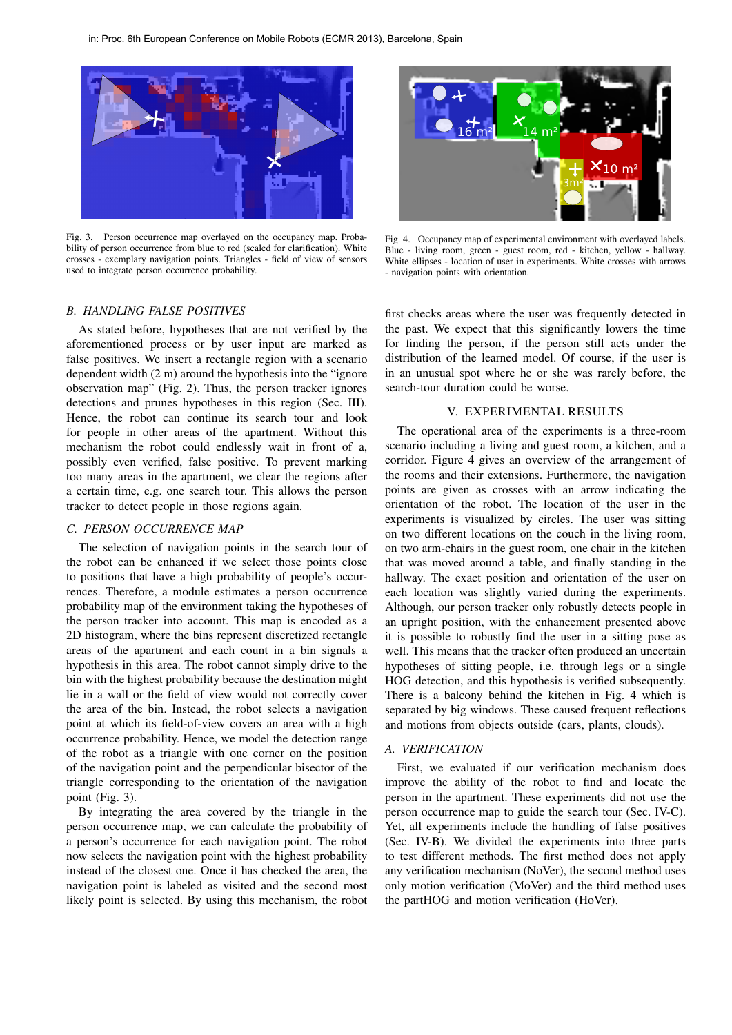Fig. 3. Person occurrence map overlayed on the occupancy map. Probability of person occurrence from blue to red (scaled for clarification). White crosses - exemplary navigation points. Triangles - field of view of sensors used to integrate person occurrence probability.

Fig. 4. Occupancy map of experimental environment with overlayed labels. Blue - living room, green - guest room, red - kitchen, yellow - hallway. White ellipses - location of user in experiments. White crosses with arrows - navigation points with orientation.

### B. HANDLING FALSE POSITIVES

As stated before, hypotheses that are not verified by the aforementioned process or by user input are marked as false positives. We insert a rectangle region with a scenario dependent width (2 m) around the hypothesis into the "ignore observation map" (Fig. 2). Thus, the person tracker ignores detections and prunes hypotheses in this region (Sec. III). Hence, the robot can continue its search tour and look for people in other areas of the apartment. Without this mechanism the robot could endlessly wait in front of a, possibly even verified, false positive. To prevent marking too many areas in the apartment, we clear the regions after a certain time, e.g. one search tour. This allows the person tracker to detect people in those regions again.

### C. PERSON OCCURRENCE MAP

The selection of navigation points in the search tour of the robot can be enhanced if we select those points close to positions that have a high probability of people's occurrences. Therefore, a module estimates a person occurrence probability map of the environment taking the hypotheses of the person tracker into account. This map is encoded as a 2D histogram, where the bins represent discretized rectangle areas of the apartment and each count in a bin signals a hypothesis in this area. The robot cannot simply drive to the bin with the highest probability because the destination might lie in a wall or the field of view would not correctly cover the area of the bin. Instead, the robot selects a navigation point at which its field-of-view covers an area with a high occurrence probability. Hence, we model the detection range of the robot as a triangle with one corner on the position of the navigation point and the perpendicular bisector of the triangle corresponding to the orientation of the navigation point (Fig. 3).

By integrating the area covered by the triangle in the person occurrence map, we can calculate the probability of a person's occurrence for each navigation point. The robot now selects the navigation point with the highest probability instead of the closest one. Once it has checked the area, the navigation point is labeled as visited and the second most likely point is selected. By using this mechanism, the robot first checks areas where the user was frequently detected in the past. We expect that this significantly lowers the time for finding the person, if the person still acts under the distribution of the learned model. Of course, if the user is in an unusual spot where he or she was rarely before, the search-tour duration could be worse.

## V. EXPERIMENTAL RESULTS

The operational area of the experiments is a three-room scenario including a living and guest room, a kitchen, and a corridor. Figure 4 gives an overview of the arrangement of the rooms and their extensions. Furthermore, the navigation points are given as crosses with an arrow indicating the orientation of the robot. The location of the user in the experiments is visualized by circles. The user was sitting on two different locations on the couch in the living room, on two arm-chairs in the guest room, one chair in the kitchen that was moved around a table, and finally standing in the hallway. The exact position and orientation of the user on each location was slightly varied during the experiments. Although, our person tracker only robustly detects people in an upright position, with the enhancement presented above it is possible to robustly find the user in a sitting pose as well. This means that the tracker often produced an uncertain hypotheses of sitting people, i.e. through legs or a single HOG detection, and this hypothesis is verified subsequently. There is a balcony behind the kitchen in Fig. 4 which is separated by big windows. These caused frequent reflections and motions from objects outside (cars, plants, clouds).

### A. VERIFICATION

First, we evaluated if our verification mechanism does improve the ability of the robot to find and locate the person in the apartment. These experiments did not use the person occurrence map to guide the search tour (Sec. IV-C). Yet, all experiments include the handling of false positives (Sec. IV-B). We divided the experiments into three parts to test different methods. The first method does not apply any verification mechanism (NoVer), the second method uses only motion verification (MoVer) and the third method uses the partHOG and motion verification (HoVer).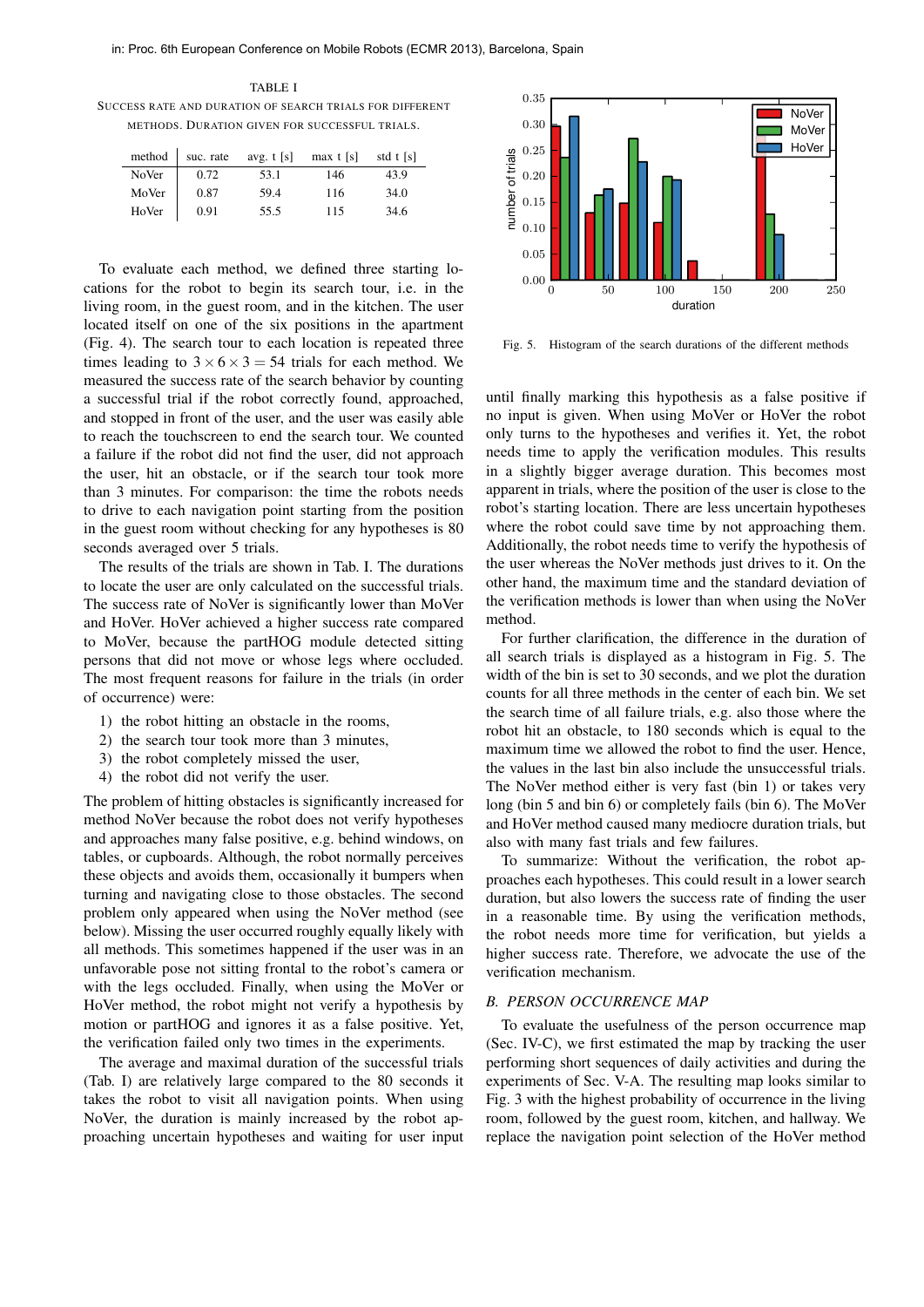TABLE I

SUCCESS RATE AND DURATION OF SEARCH TRIALS FOR DIFFERENT METHODS. DURATION GIVEN FOR SUCCESSFUL TRIALS.

| method | suc. rate | avg. t [s] | max t [s] | std t [s] |
|---|---|---|---|---|
| NoVer | 0.72 | 53.1 | 146 | 43.9 |
| MoVer | 0.87 | 59.4 | 116 | 34.0 |
| HoVer | 0.91 | 55.5 | 115 | 34.6 |

To evaluate each method, we defined three starting locations for the robot to begin its search tour, i.e. in the living room, in the guest room, and in the kitchen. The user located itself on one of the six positions in the apartment (Fig. 4). The search tour to each location is repeated three times leading to $3 \times 6 \times 3 = 54$ trials for each method. We measured the success rate of the search behavior by counting a successful trial if the robot correctly found, approached, and stopped in front of the user, and the user was easily able to reach the touchscreen to end the search tour. We counted a failure if the robot did not find the user, did not approach the user, hit an obstacle, or if the search tour took more than 3 minutes. For comparison: the time the robots needs to drive to each navigation point starting from the position in the guest room without checking for any hypotheses is 80 seconds averaged over 5 trials.

The results of the trials are shown in Tab. I. The durations to locate the user are only calculated on the successful trials. The success rate of NoVer is significantly lower than MoVer and HoVer. HoVer achieved a higher success rate compared to MoVer, because the partHOG module detected sitting persons that did not move or whose legs where occluded. The most frequent reasons for failure in the trials (in order of occurrence) were:

1) the robot hitting an obstacle in the rooms,
2) the search tour took more than 3 minutes,
3) the robot completely missed the user,
4) the robot did not verify the user.

The problem of hitting obstacles is significantly increased for method NoVer because the robot does not verify hypotheses and approaches many false positive, e.g. behind windows, on tables, or cupboards. Although, the robot normally perceives these objects and avoids them, occasionally it bumpers when turning and navigating close to those obstacles. The second problem only appeared when using the NoVer method (see below). Missing the user occurred roughly equally likely with all methods. This sometimes happened if the user was in an unfavorable pose not sitting frontal to the robot's camera or with the legs occluded. Finally, when using the MoVer or HoVer method, the robot might not verify a hypothesis by motion or partHOG and ignores it as a false positive. Yet, the verification failed only two times in the experiments.

The average and maximal duration of the successful trials (Tab. I) are relatively large compared to the 80 seconds it takes the robot to visit all navigation points. When using NoVer, the duration is mainly increased by the robot approaching uncertain hypotheses and waiting for user input until finally marking this hypothesis as a false positive if no input is given. When using MoVer or HoVer the robot only turns to the hypotheses and verifies it. Yet, the robot needs time to apply the verification modules. This results in a slightly bigger average duration. This becomes most apparent in trials, where the position of the user is close to the robot's starting location. There are less uncertain hypotheses where the robot could save time by not approaching them. Additionally, the robot needs time to verify the hypothesis of the user whereas the NoVer methods just drives to it. On the other hand, the maximum time and the standard deviation of the verification methods is lower than when using the NoVer method.

Fig. 5. Histogram of the search durations of the different methods

For further clarification, the difference in the duration of all search trials is displayed as a histogram in Fig. 5. The width of the bin is set to 30 seconds, and we plot the duration counts for all three methods in the center of each bin. We set the search time of all failure trials, e.g. also those where the robot hit an obstacle, to 180 seconds which is equal to the maximum time we allowed the robot to find the user. Hence, the values in the last bin also include the unsuccessful trials. The NoVer method either is very fast (bin 1) or takes very long (bin 5 and bin 6) or completely fails (bin 6). The MoVer and HoVer method caused many mediocre duration trials, but also with many fast trials and few failures.

To summarize: Without the verification, the robot approaches each hypotheses. This could result in a lower search duration, but also lowers the success rate of finding the user in a reasonable time. By using the verification methods, the robot needs more time for verification, but yields a higher success rate. Therefore, we advocate the use of the verification mechanism.

### B. PERSON OCCURRENCE MAP

To evaluate the usefulness of the person occurrence map (Sec. IV-C), we first estimated the map by tracking the user performing short sequences of daily activities and during the experiments of Sec. V-A. The resulting map looks similar to Fig. 3 with the highest probability of occurrence in the living room, followed by the guest room, kitchen, and hallway. We replace the navigation point selection of the HoVer method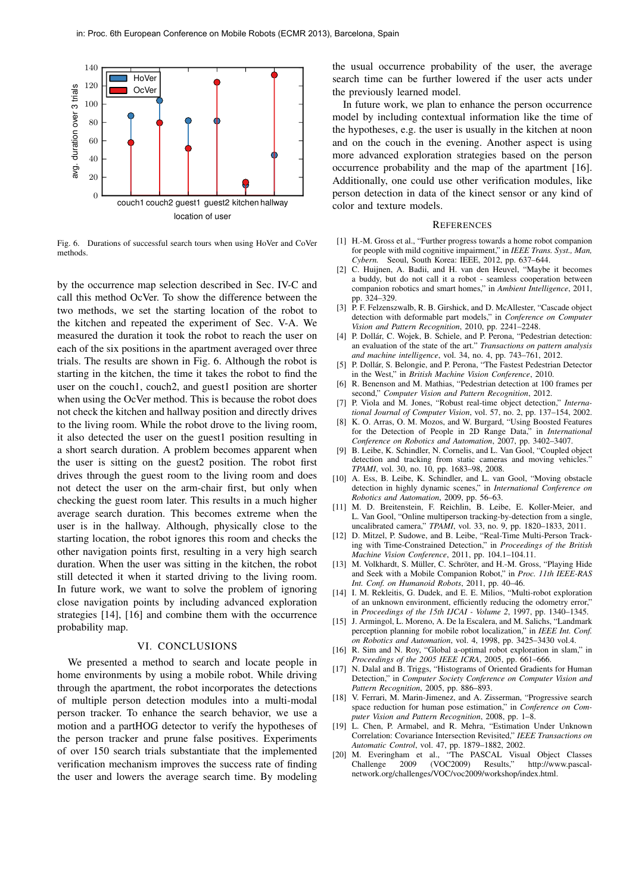140
120
100
80
60
40
20
0

avg. duration over 3 trials

HoVer
OcVer

couch1 couch2 guest1 guest2 kitchen hallway

location of user

Fig. 6. Durations of successful search tours when using HoVer and CoVer methods.

by the occurrence map selection described in Sec. IV-C and call this method OcVer. To show the difference between the two methods, we set the starting location of the robot to the kitchen and repeated the experiment of Sec. V-A. We measured the duration it took the robot to reach the user on each of the six positions in the apartment averaged over three trials. The results are shown in Fig. 6. Although the robot is starting in the kitchen, the time it takes the robot to find the user on the couch1, couch2, and guest1 position are shorter when using the OcVer method. This is because the robot does not check the kitchen and hallway position and directly drives to the living room. While the robot drove to the living room, it also detected the user on the guest1 position resulting in a short search duration. A problem becomes apparent when the user is sitting on the guest2 position. The robot first drives through the guest room to the living room and does not detect the user on the arm-chair first, but only when checking the guest room later. This results in a much higher average search duration. This becomes extreme when the user is in the hallway. Although, physically close to the starting location, the robot ignores this room and checks the other navigation points first, resulting in a very high search duration. When the user was sitting in the kitchen, the robot still detected it when it started driving to the living room. In future work, we want to solve the problem of ignoring close navigation points by including advanced exploration strategies [14], [16] and combine them with the occurrence probability map.

## VI. CONCLUSIONS

We presented a method to search and locate people in home environments by using a mobile robot. While driving through the apartment, the robot incorporates the detections of multiple person detection modules into a multi-modal person tracker. To enhance the search behavior, we use a motion and a partHOG detector to verify the hypotheses of the person tracker and prune false positives. Experiments of over 150 search trials substantiate that the implemented verification mechanism improves the success rate of finding the user and lowers the average search time. By modeling the usual occurrence probability of the user, the average search time can be further lowered if the user acts under the previously learned model.

In future work, we plan to enhance the person occurrence model by including contextual information like the time of the hypotheses, e.g. the user is usually in the kitchen at noon and on the couch in the evening. Another aspect is using more advanced exploration strategies based on the person occurrence probability and the map of the apartment [16]. Additionally, one could use other verification modules, like person detection in data of the kinect sensor or any kind of color and texture models.

## REFERENCES

[1] H.-M. Gross et al., "Further progress towards a home robot companion for people with mild cognitive impairment," in *IEEE Trans. Syst., Man, Cybern.* Seoul, South Korea: IEEE, 2012, pp. 637–644.

[2] C. Huijnen, A. Badii, and H. van den Heuvel, "Maybe it becomes a buddy, but do not call it a robot - seamless cooperation between companion robotics and smart homes," in *Ambient Intelligence*, 2011, pp. 324–329.

[3] P. F. Felzenszwalb, R. B. Girshick, and D. McAllester, "Cascade object detection with deformable part models," in *Conference on Computer Vision and Pattern Recognition*, 2010, pp. 2241–2248.

[4] P. Dollár, C. Wojek, B. Schiele, and P. Perona, "Pedestrian detection: an evaluation of the state of the art." *Transactions on pattern analysis and machine intelligence*, vol. 34, no. 4, pp. 743–761, 2012.

[5] P. Dollár, S. Belongie, and P. Perona, "The Fastest Pedestrian Detector in the West," in *British Machine Vision Conference*, 2010.

[6] R. Benenson and M. Mathias, "Pedestrian detection at 100 frames per second," *Computer Vision and Pattern Recognition*, 2012.

[7] P. Viola and M. Jones, "Robust real-time object detection," *International Journal of Computer Vision*, vol. 57, no. 2, pp. 137–154, 2002.

[8] K. O. Arras, O. M. Mozos, and W. Burgard, "Using Boosted Features for the Detection of People in 2D Range Data," in *International Conference on Robotics and Automation*, 2007, pp. 3402–3407.

[9] B. Leibe, K. Schindler, N. Cornelis, and L. Van Gool, "Coupled object detection and tracking from static cameras and moving vehicles." *TPAMI*, vol. 30, no. 10, pp. 1683–98, 2008.

[10] A. Ess, B. Leibe, K. Schindler, and L. van Gool, "Moving obstacle detection in highly dynamic scenes," in *International Conference on Robotics and Automation*, 2009, pp. 56–63.

[11] M. D. Breitenstein, F. Reichlin, B. Leibe, E. Koller-Meier, and L. Van Gool, "Online multiperson tracking-by-detection from a single, uncalibrated camera," *TPAMI*, vol. 33, no. 9, pp. 1820–1833, 2011.

[12] D. Mitzel, P. Sudowe, and B. Leibe, "Real-Time Multi-Person Tracking with Time-Constrained Detection," in *Proceedings of the British Machine Vision Conference*, 2011, pp. 104.1–104.11.

[13] M. Volkhardt, S. Müller, C. Schröter, and H.-M. Gross, "Playing Hide and Seek with a Mobile Companion Robot," in *Proc. 11th IEEE-RAS Int. Conf. on Humanoid Robots*, 2011, pp. 40–46.

[14] I. M. Rekleitis, G. Dudek, and E. E. Milios, "Multi-robot exploration of an unknown environment, efficiently reducing the odometry error," in *Proceedings of the 15th IJCAI - Volume 2*, 1997, pp. 1340–1345.

[15] J. Armingol, L. Moreno, A. De la Escalera, and M. Salichs, "Landmark perception planning for mobile robot localization," in *IEEE Int. Conf. on Robotics and Automation*, vol. 4, 1998, pp. 3425–3430 vol.4.

[16] R. Sim and N. Roy, "Global a-optimal robot exploration in slam," in *Proceedings of the 2005 IEEE ICRA*, 2005, pp. 661–666.

[17] N. Dalal and B. Triggs, "Histograms of Oriented Gradients for Human Detection," in *Computer Society Conference on Computer Vision and Pattern Recognition*, 2005, pp. 886–893.

[18] V. Ferrari, M. Marin-Jimenez, and A. Zisserman, "Progressive search space reduction for human pose estimation," in *Conference on Computer Vision and Pattern Recognition*, 2008, pp. 1–8.

[19] L. Chen, P. Armabel, and R. Mehra, "Estimation Under Unknown Correlation: Covariance Intersection Revisited," *IEEE Transactions on Automatic Control*, vol. 47, pp. 1879–1882, 2002.

[20] M. Everingham et al., "The PASCAL Visual Object Classes Challenge 2009 (VOC2009) Results," http://www.pascal-network.org/challenges/VOC/voc2009/workshop/index.html.